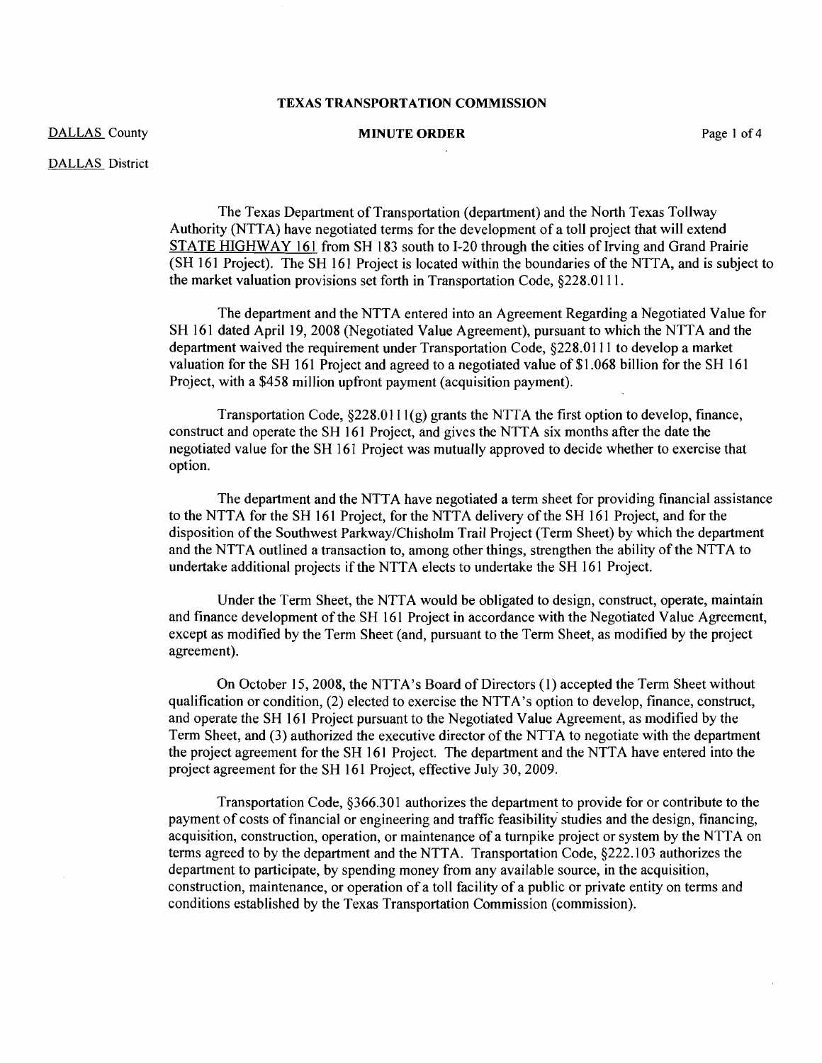**TEXAS TRANSPORTATION COMMISSION**

DALLAS County

**MINUTE ORDER**

DALLAS District

The Texas Department of Transportation (department) and the North Texas Tollway Authority (NTTA) have negotiated terms for the development of a toll project that will extend STATE HIGHWAY 161 from SH 183 south to I-20 through the cities of Irving and Grand Prairie (SH 161 Project). The SH 161 Project is located within the boundaries of the NTTA, and is subject to the market valuation provisions set forth in Transportation Code, §228.0111.

The department and the NTTA entered into an Agreement Regarding a Negotiated Value for SH 161 dated April 19, 2008 (Negotiated Value Agreement), pursuant to which the NTTA and the department waived the requirement under Transportation Code, §228.0111 to develop a market valuation for the SH 161 Project and agreed to a negotiated value of $1.068 billion for the SH 161 Project, with a $458 million upfront payment (acquisition payment).

Transportation Code, §228.0111(g) grants the NTTA the first option to develop, finance, construct and operate the SH 161 Project, and gives the NTTA six months after the date the negotiated value for the SH 161 Project was mutually approved to decide whether to exercise that option.

The department and the NTTA have negotiated a term sheet for providing financial assistance to the NTTA for the SH 161 Project, for the NTTA delivery of the SH 161 Project, and for the disposition of the Southwest Parkway/Chisholm Trail Project (Term Sheet) by which the department and the NTTA outlined a transaction to, among other things, strengthen the ability of the NTTA to undertake additional projects if the NTTA elects to undertake the SH 161 Project.

Under the Term Sheet, the NTTA would be obligated to design, construct, operate, maintain and finance development of the SH 161 Project in accordance with the Negotiated Value Agreement, except as modified by the Term Sheet (and, pursuant to the Term Sheet, as modified by the project agreement).

On October 15, 2008, the NTTA's Board of Directors (1) accepted the Term Sheet without qualification or condition, (2) elected to exercise the NTTA's option to develop, finance, construct, and operate the SH 161 Project pursuant to the Negotiated Value Agreement, as modified by the Term Sheet, and (3) authorized the executive director of the NTTA to negotiate with the department the project agreement for the SH 161 Project. The department and the NTTA have entered into the project agreement for the SH 161 Project, effective July 30, 2009.

Transportation Code, §366.301 authorizes the department to provide for or contribute to the payment of costs of financial or engineering and traffic feasibility studies and the design, financing, acquisition, construction, operation, or maintenance of a turnpike project or system by the NTTA on terms agreed to by the department and the NTTA. Transportation Code, §222.103 authorizes the department to participate, by spending money from any available source, in the acquisition, construction, maintenance, or operation of a toll facility of a public or private entity on terms and conditions established by the Texas Transportation Commission (commission).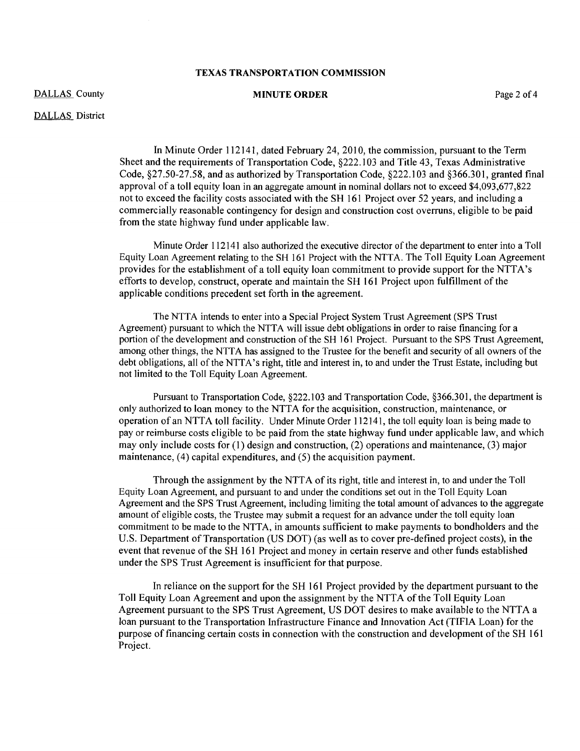In Minute Order 112141, dated February 24, 2010, the commission, pursuant to the Term Sheet and the requirements of Transportation Code, §222.103 and Title 43, Texas Administrative Code, §27.50-27.58, and as authorized by Transportation Code, §222.103 and §366.301, granted final approval of a toll equity loan in an aggregate amount in nominal dollars not to exceed $4,093,677,822 not to exceed the facility costs associated with the SH 161 Project over 52 years, and including a commercially reasonable contingency for design and construction cost overruns, eligible to be paid from the state highway fund under applicable law.

Minute Order 112141 also authorized the executive director of the department to enter into a Toll Equity Loan Agreement relating to the SH 161 Project with the NTTA. The Toll Equity Loan Agreement provides for the establishment of a toll equity loan commitment to provide support for the NTTA's efforts to develop, construct, operate and maintain the SH 161 Project upon fulfillment of the applicable conditions precedent set forth in the agreement.

The NTTA intends to enter into a Special Project System Trust Agreement (SPS Trust Agreement) pursuant to which the NTTA will issue debt obligations in order to raise financing for a portion of the development and construction of the SH 161 Project. Pursuant to the SPS Trust Agreement, among other things, the NTTA has assigned to the Trustee for the benefit and security of all owners of the debt obligations, all of the NTTA's right, title and interest in, to and under the Trust Estate, including but not limited to the Toll Equity Loan Agreement.

Pursuant to Transportation Code, §222.103 and Transportation Code, §366.301, the department is only authorized to loan money to the NTTA for the acquisition, construction, maintenance, or operation of an NTTA toll facility. Under Minute Order 112141, the toll equity loan is being made to pay or reimburse costs eligible to be paid from the state highway fund under applicable law, and which may only include costs for (1) design and construction, (2) operations and maintenance, (3) major maintenance, (4) capital expenditures, and (5) the acquisition payment.

Through the assignment by the NTTA of its right, title and interest in, to and under the Toll Equity Loan Agreement, and pursuant to and under the conditions set out in the Toll Equity Loan Agreement and the SPS Trust Agreement, including limiting the total amount of advances to the aggregate amount of eligible costs, the Trustee may submit a request for an advance under the toll equity loan commitment to be made to the NTTA, in amounts sufficient to make payments to bondholders and the U.S. Department of Transportation (US DOT) (as well as to cover pre-defined project costs), in the event that revenue of the SH 161 Project and money in certain reserve and other funds established under the SPS Trust Agreement is insufficient for that purpose.

In reliance on the support for the SH 161 Project provided by the department pursuant to the Toll Equity Loan Agreement and upon the assignment by the NTTA of the Toll Equity Loan Agreement pursuant to the SPS Trust Agreement, US DOT desires to make available to the NTTA a loan pursuant to the Transportation Infrastructure Finance and Innovation Act (TIFIA Loan) for the purpose of financing certain costs in connection with the construction and development of the SH 161 Project.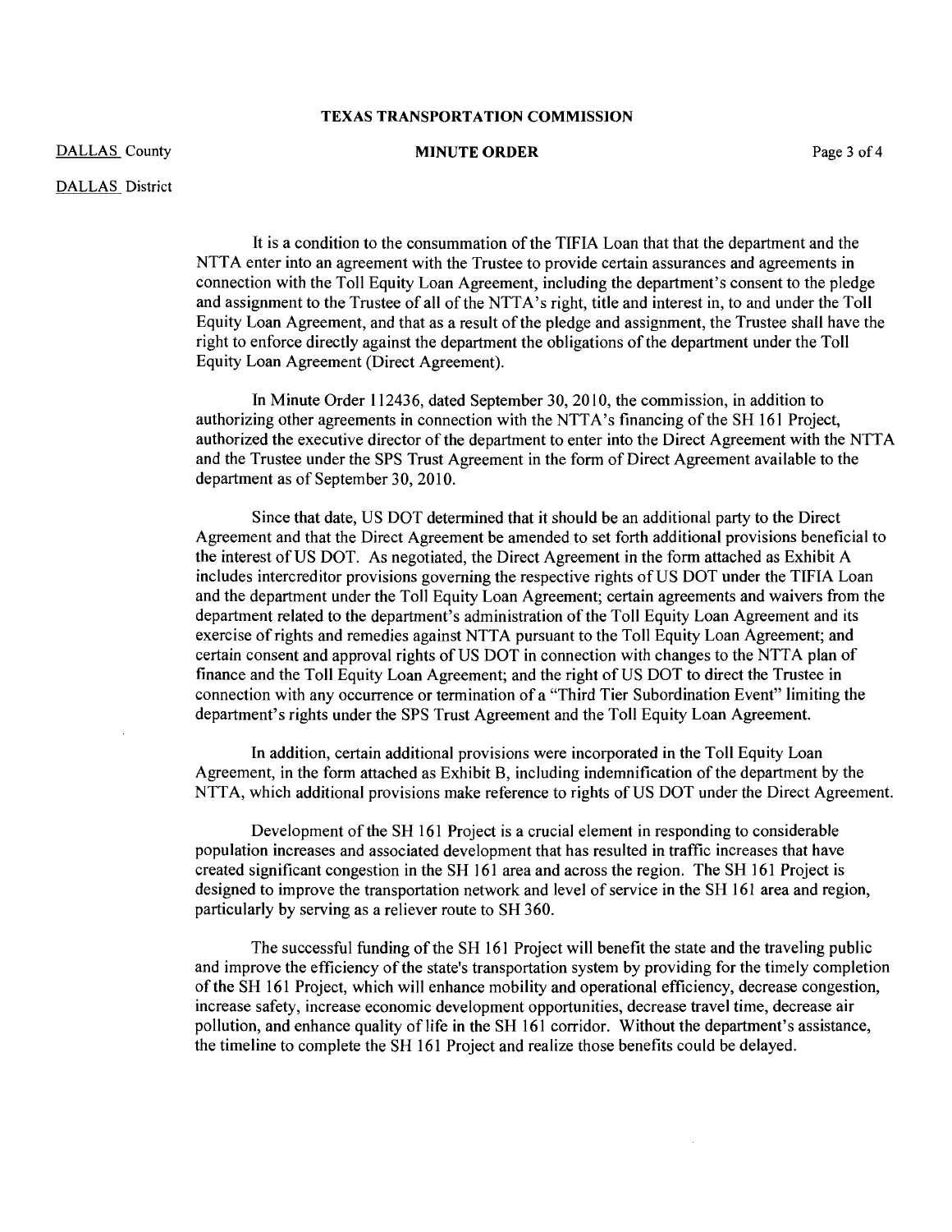It is a condition to the consummation of the TIFIA Loan that that the department and the NTTA enter into an agreement with the Trustee to provide certain assurances and agreements in connection with the Toll Equity Loan Agreement, including the department's consent to the pledge and assignment to the Trustee of all of the NTTA's right, title and interest in, to and under the Toll Equity Loan Agreement, and that as a result of the pledge and assignment, the Trustee shall have the right to enforce directly against the department the obligations of the department under the Toll Equity Loan Agreement (Direct Agreement).

In Minute Order 112436, dated September 30, 2010, the commission, in addition to authorizing other agreements in connection with the NTTA's financing of the SH 161 Project, authorized the executive director of the department to enter into the Direct Agreement with the NTTA and the Trustee under the SPS Trust Agreement in the form of Direct Agreement available to the department as of September 30, 2010.

Since that date, US DOT determined that it should be an additional party to the Direct Agreement and that the Direct Agreement be amended to set forth additional provisions beneficial to the interest of US DOT. As negotiated, the Direct Agreement in the form attached as Exhibit A includes intercreditor provisions governing the respective rights of US DOT under the TIFIA Loan and the department under the Toll Equity Loan Agreement; certain agreements and waivers from the department related to the department's administration of the Toll Equity Loan Agreement and its exercise of rights and remedies against NTTA pursuant to the Toll Equity Loan Agreement; and certain consent and approval rights of US DOT in connection with changes to the NTTA plan of finance and the Toll Equity Loan Agreement; and the right of US DOT to direct the Trustee in connection with any occurrence or termination of a "Third Tier Subordination Event" limiting the department's rights under the SPS Trust Agreement and the Toll Equity Loan Agreement.

In addition, certain additional provisions were incorporated in the Toll Equity Loan Agreement, in the form attached as Exhibit B, including indemnification of the department by the NTTA, which additional provisions make reference to rights of US DOT under the Direct Agreement.

Development of the SH 161 Project is a crucial element in responding to considerable population increases and associated development that has resulted in traffic increases that have created significant congestion in the SH 161 area and across the region. The SH 161 Project is designed to improve the transportation network and level of service in the SH 161 area and region, particularly by serving as a reliever route to SH 360.

The successful funding of the SH 161 Project will benefit the state and the traveling public and improve the efficiency of the state's transportation system by providing for the timely completion of the SH 161 Project, which will enhance mobility and operational efficiency, decrease congestion, increase safety, increase economic development opportunities, decrease travel time, decrease air pollution, and enhance quality of life in the SH 161 corridor. Without the department's assistance, the timeline to complete the SH 161 Project and realize those benefits could be delayed.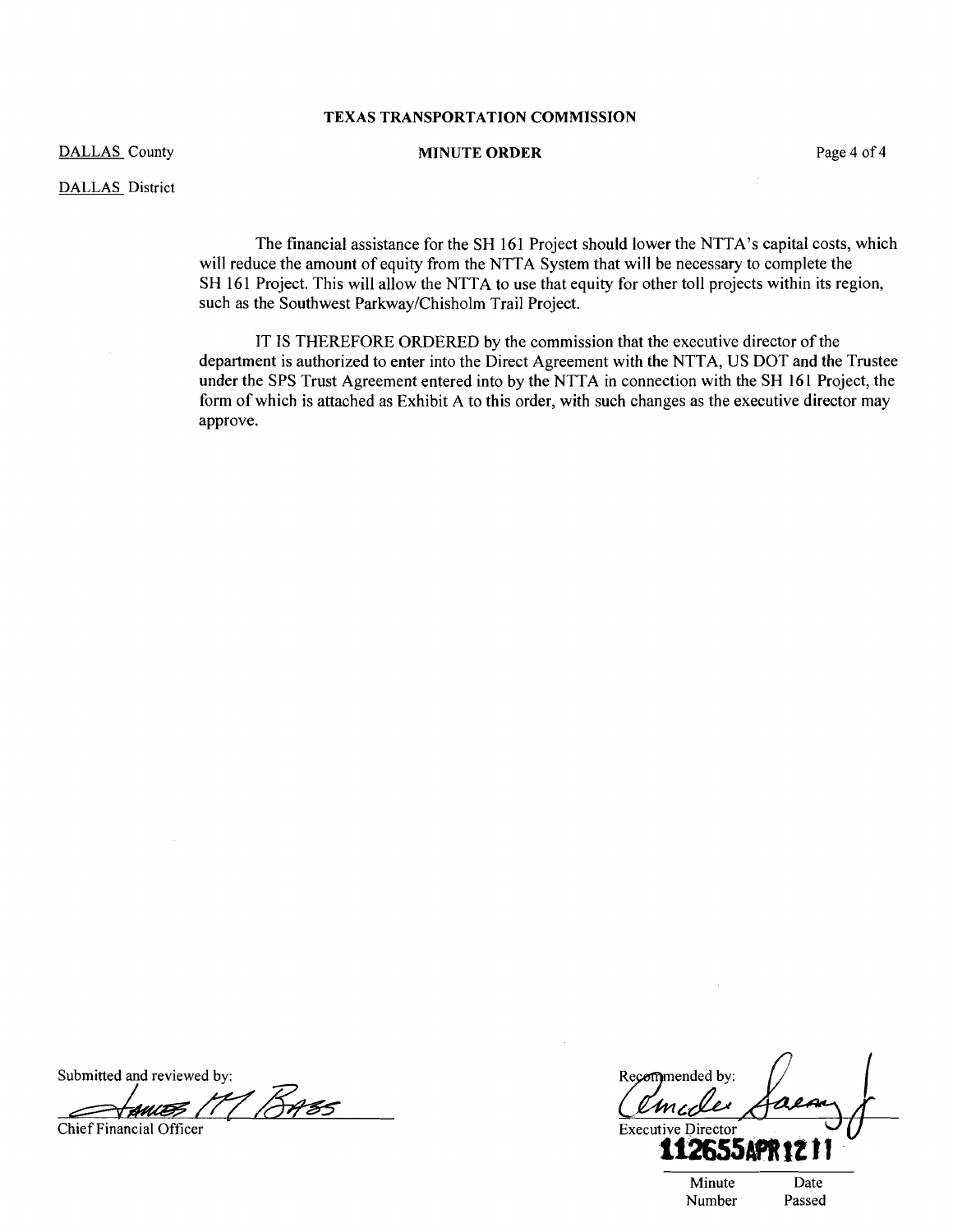**TEXAS TRANSPORTATION COMMISSION**

DALLAS County

**MINUTE ORDER**

DALLAS District

The financial assistance for the SH 161 Project should lower the NTTA's capital costs, which will reduce the amount of equity from the NTTA System that will be necessary to complete the SH 161 Project. This will allow the NTTA to use that equity for other toll projects within its region, such as the Southwest Parkway/Chisholm Trail Project.

IT IS THEREFORE ORDERED by the commission that the executive director of the department is authorized to enter into the Direct Agreement with the NTTA, US DOT and the Trustee under the SPS Trust Agreement entered into by the NTTA in connection with the SH 161 Project, the form of which is attached as Exhibit A to this order, with such changes as the executive director may approve.

Submitted and reviewed by:

James M Bass

Chief Financial Officer

Recommended by:

Amadeo Saenz Jr

Executive Director

| | |
|---|---|
| 112655 | APR 12 11 |
| Minute Number | Date Passed |